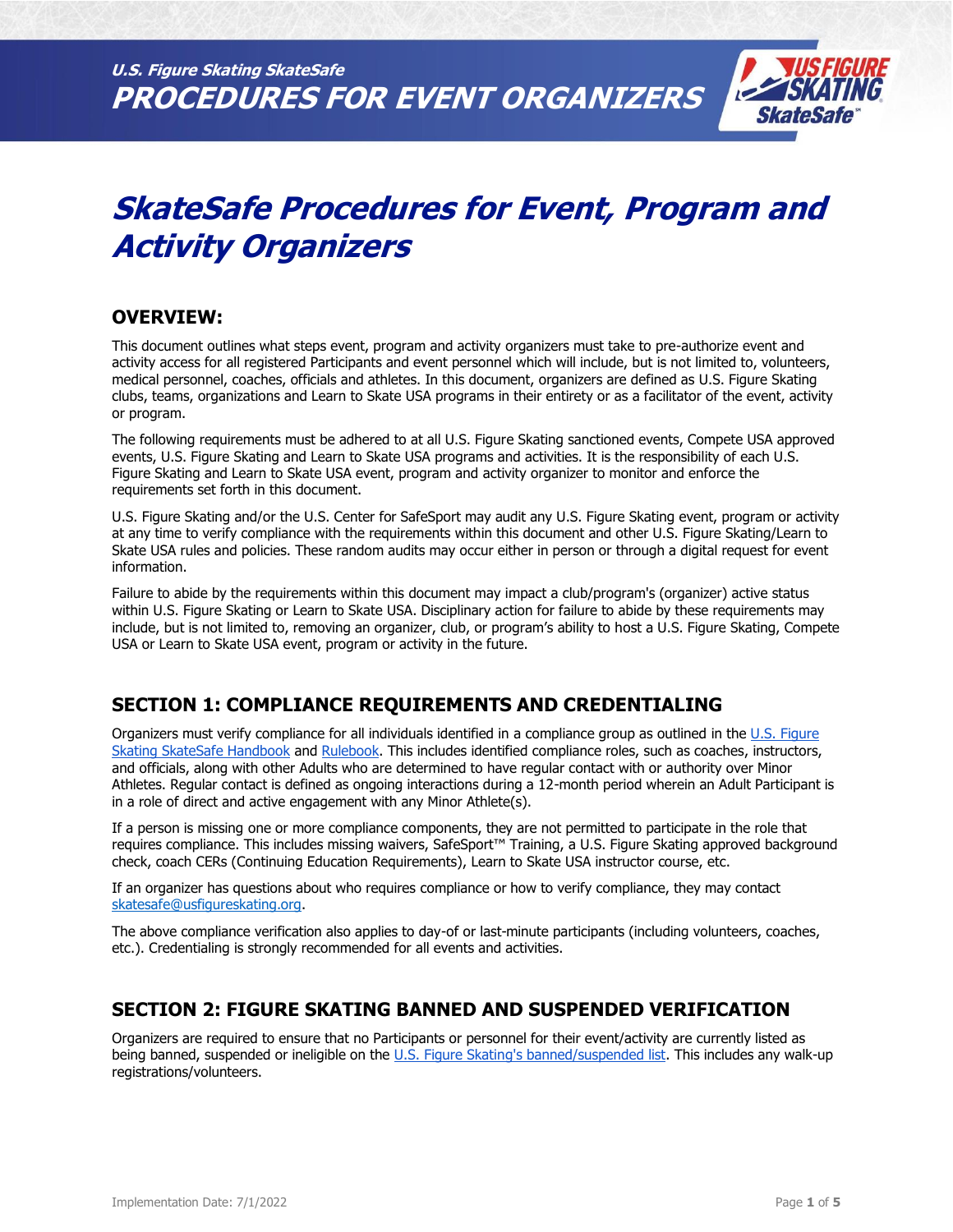# SkateSafe Procedures for Event, Program and Activity Organizers

## OVERVIEW:

This document outlines what steps event, program and activity organizers must take to pre-authorize event and activity access for all registered Participants and event personnel which will include, but is not limited to, volunteers, medical personnel, coaches, officials and athletes. In this document, organizers are defined as U.S. Figure Skating clubs, teams, organizations and Learn to Skate USA programs in their entirety or as a facilitator of the event, activity or program.

The following requirements must be adhered to at all U.S. Figure Skating sanctioned events, Compete USA approved events, U.S. Figure Skating and Learn to Skate USA programs and activities. It is the responsibility of each U.S. Figure Skating and Learn to Skate USA event, program and activity organizer to monitor and enforce the requirements set forth in this document.

U.S. Figure Skating and/or the U.S. Center for SafeSport may audit any U.S. Figure Skating event, program or activity at any time to verify compliance with the requirements within this document and other U.S. Figure Skating/Learn to Skate USA rules and policies. These random audits may occur either in person or through a digital request for event information.

Failure to abide by the requirements within this document may impact a club/program's (organizer) active status within U.S. Figure Skating or Learn to Skate USA. Disciplinary action for failure to abide by these requirements may include, but is not limited to, removing an organizer, club, or program's ability to host a U.S. Figure Skating, Compete USA or Learn to Skate USA event, program or activity in the future.

## SECTION 1: COMPLIANCE REQUIREMENTS AND CREDENTIALING

Organizers must verify compliance for all individuals identified in a compliance group as outlined in the U.S. Figure Skating SkateSafe Handbook and Rulebook. This includes identified compliance roles, such as coaches, instructors, and officials, along with other Adults who are determined to have regular contact with or authority over Minor Athletes. Regular contact is defined as ongoing interactions during a 12-month period wherein an Adult Participant is in a role of direct and active engagement with any Minor Athlete(s).

If a person is missing one or more compliance components, they are not permitted to participate in the role that requires compliance. This includes missing waivers, SafeSport™ Training, a U.S. Figure Skating approved background check, coach CERs (Continuing Education Requirements), Learn to Skate USA instructor course, etc.

If an organizer has questions about who requires compliance or how to verify compliance, they may contact skatesafe@usfigureskating.org.

The above compliance verification also applies to day-of or last-minute participants (including volunteers, coaches, etc.). Credentialing is strongly recommended for all events and activities.

## SECTION 2: FIGURE SKATING BANNED AND SUSPENDED VERIFICATION

Organizers are required to ensure that no Participants or personnel for their event/activity are currently listed as being banned, suspended or ineligible on the U.S. Figure Skating's banned/suspended list. This includes any walk-up registrations/volunteers.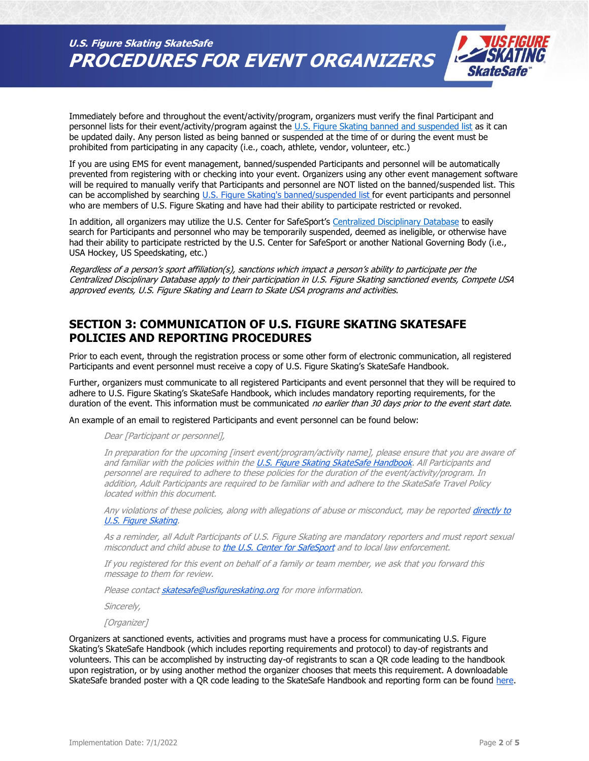Immediately before and throughout the event/activity/program, organizers must verify the final Participant and personnel lists for their event/activity/program against the U.S. Figure Skating banned and suspended list as it can be updated daily. Any person listed as being banned or suspended at the time of or during the event must be prohibited from participating in any capacity (i.e., coach, athlete, vendor, volunteer, etc.)

If you are using EMS for event management, banned/suspended Participants and personnel will be automatically prevented from registering with or checking into your event. Organizers using any other event management software will be required to manually verify that Participants and personnel are NOT listed on the banned/suspended list. This can be accomplished by searching U.S. Figure Skating's banned/suspended list for event participants and personnel who are members of U.S. Figure Skating and have had their ability to participate restricted or revoked.

In addition, all organizers may utilize the U.S. Center for SafeSport's Centralized Disciplinary Database to easily search for Participants and personnel who may be temporarily suspended, deemed as ineligible, or otherwise have had their ability to participate restricted by the U.S. Center for SafeSport or another National Governing Body (i.e., USA Hockey, US Speedskating, etc.)

*Regardless of a person's sport affiliation(s), sanctions which impact a person's ability to participate per the Centralized Disciplinary Database apply to their participation in U.S. Figure Skating sanctioned events, Compete USA approved events, U.S. Figure Skating and Learn to Skate USA programs and activities.*

## SECTION 3: COMMUNICATION OF U.S. FIGURE SKATING SKATESAFE POLICIES AND REPORTING PROCEDURES

Prior to each event, through the registration process or some other form of electronic communication, all registered Participants and event personnel must receive a copy of U.S. Figure Skating's SkateSafe Handbook.

Further, organizers must communicate to all registered Participants and event personnel that they will be required to adhere to U.S. Figure Skating's SkateSafe Handbook, which includes mandatory reporting requirements, for the duration of the event. This information must be communicated *no earlier than 30 days prior to the event start date*.

An example of an email to registered Participants and event personnel can be found below:

> *Dear [Participant or personnel],*
>
> *In preparation for the upcoming [insert event/program/activity name], please ensure that you are aware of and familiar with the policies within the U.S. Figure Skating SkateSafe Handbook. All Participants and personnel are required to adhere to these policies for the duration of the event/activity/program. In addition, Adult Participants are required to be familiar with and adhere to the SkateSafe Travel Policy located within this document.*
>
> *Any violations of these policies, along with allegations of abuse or misconduct, may be reported directly to U.S. Figure Skating.*
>
> *As a reminder, all Adult Participants of U.S. Figure Skating are mandatory reporters and must report sexual misconduct and child abuse to the U.S. Center for SafeSport and to local law enforcement.*
>
> *If you registered for this event on behalf of a family or team member, we ask that you forward this message to them for review.*
>
> *Please contact skatesafe@usfigureskating.org for more information.*
>
> *Sincerely,*
>
> *[Organizer]*

Organizers at sanctioned events, activities and programs must have a process for communicating U.S. Figure Skating's SkateSafe Handbook (which includes reporting requirements and protocol) to day-of registrants and volunteers. This can be accomplished by instructing day-of registrants to scan a QR code leading to the handbook upon registration, or by using another method the organizer chooses that meets this requirement. A downloadable SkateSafe branded poster with a QR code leading to the SkateSafe Handbook and reporting form can be found here.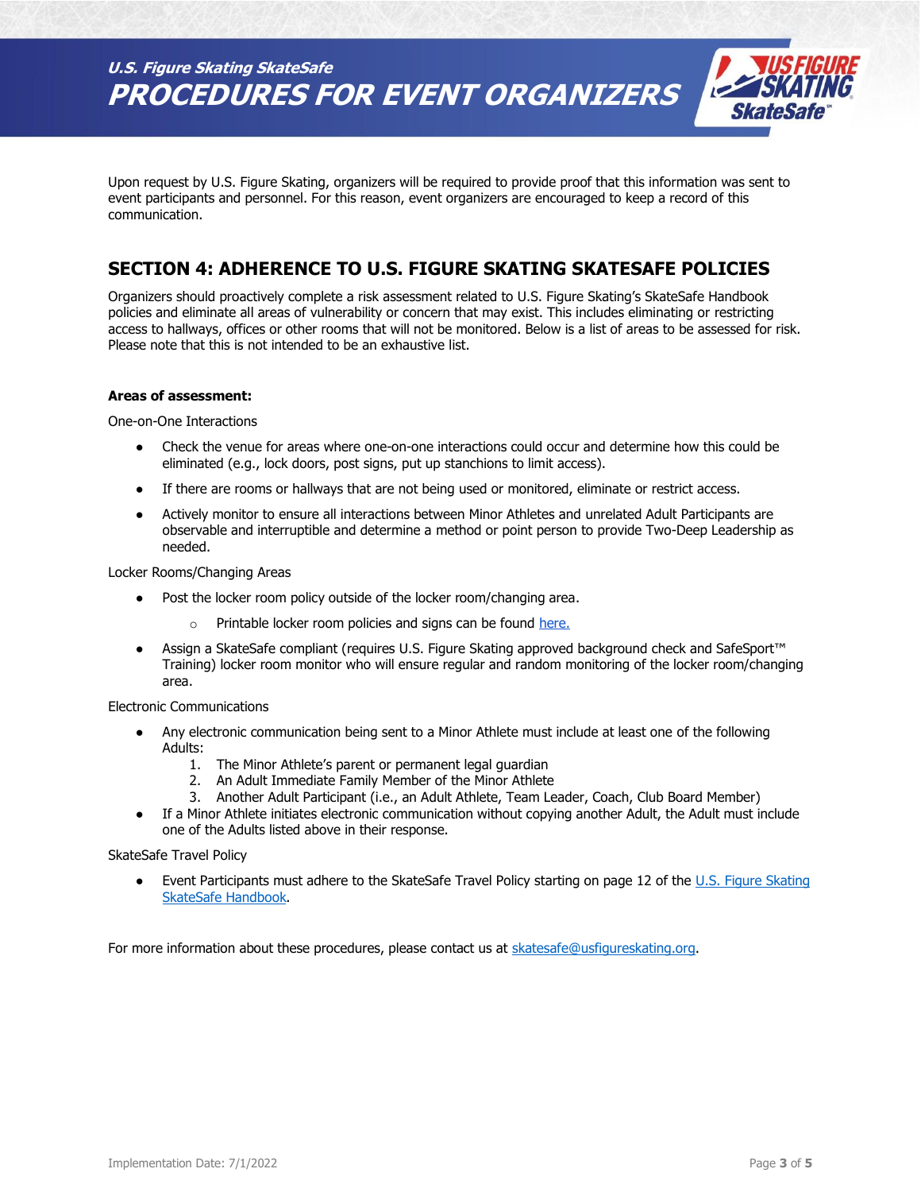Upon request by U.S. Figure Skating, organizers will be required to provide proof that this information was sent to event participants and personnel. For this reason, event organizers are encouraged to keep a record of this communication.

## SECTION 4: ADHERENCE TO U.S. FIGURE SKATING SKATESAFE POLICIES

Organizers should proactively complete a risk assessment related to U.S. Figure Skating's SkateSafe Handbook policies and eliminate all areas of vulnerability or concern that may exist. This includes eliminating or restricting access to hallways, offices or other rooms that will not be monitored. Below is a list of areas to be assessed for risk. Please note that this is not intended to be an exhaustive list.

**Areas of assessment:**

One-on-One Interactions

- Check the venue for areas where one-on-one interactions could occur and determine how this could be eliminated (e.g., lock doors, post signs, put up stanchions to limit access).
- If there are rooms or hallways that are not being used or monitored, eliminate or restrict access.
- Actively monitor to ensure all interactions between Minor Athletes and unrelated Adult Participants are observable and interruptible and determine a method or point person to provide Two-Deep Leadership as needed.

Locker Rooms/Changing Areas

- Post the locker room policy outside of the locker room/changing area.
    - Printable locker room policies and signs can be found here.
- Assign a SkateSafe compliant (requires U.S. Figure Skating approved background check and SafeSport™ Training) locker room monitor who will ensure regular and random monitoring of the locker room/changing area.

Electronic Communications

- Any electronic communication being sent to a Minor Athlete must include at least one of the following Adults:
    1. The Minor Athlete's parent or permanent legal guardian
    2. An Adult Immediate Family Member of the Minor Athlete
    3. Another Adult Participant (i.e., an Adult Athlete, Team Leader, Coach, Club Board Member)
- If a Minor Athlete initiates electronic communication without copying another Adult, the Adult must include one of the Adults listed above in their response.

SkateSafe Travel Policy

- Event Participants must adhere to the SkateSafe Travel Policy starting on page 12 of the U.S. Figure Skating SkateSafe Handbook.

For more information about these procedures, please contact us at skatesafe@usfigureskating.org.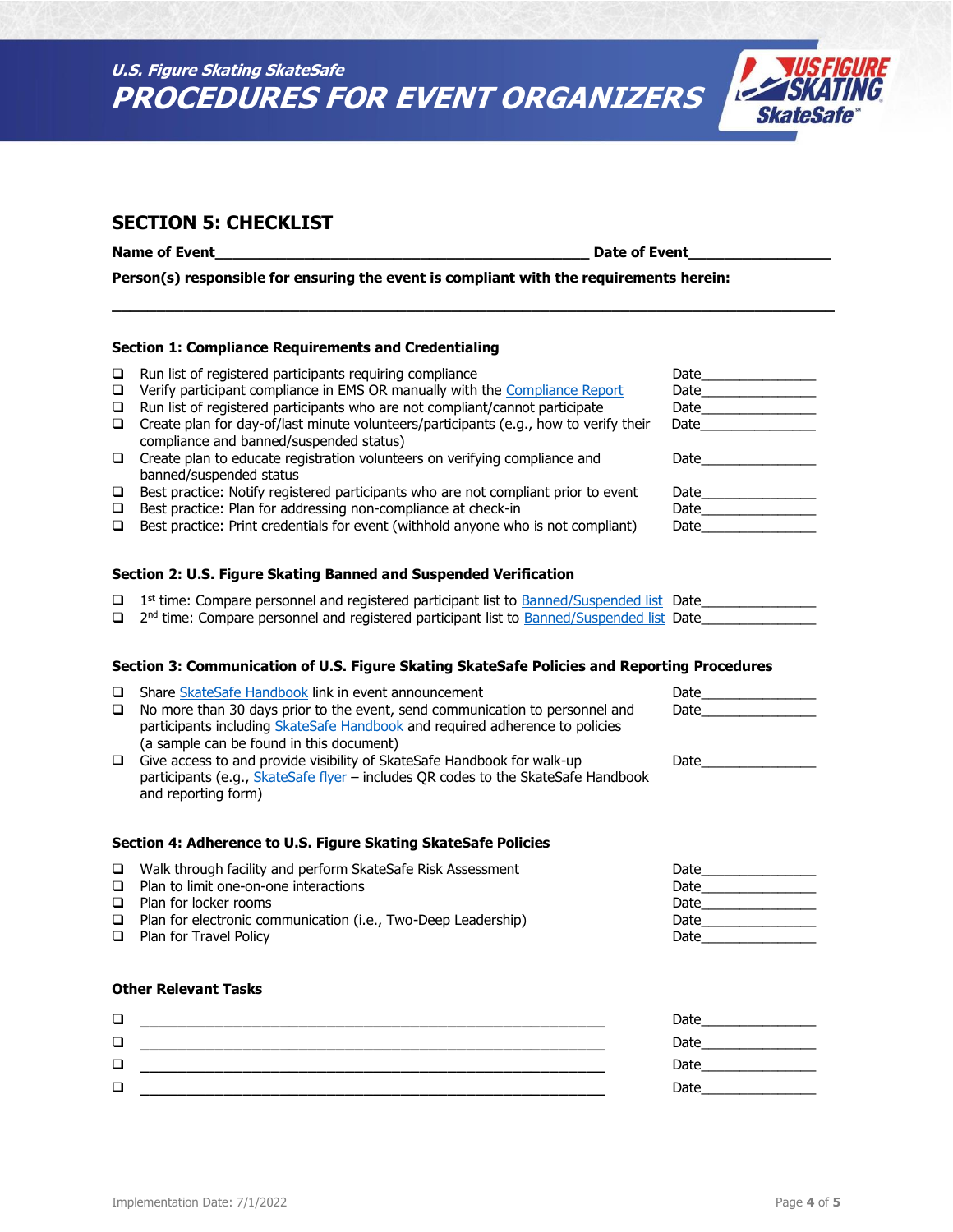## SECTION 5: CHECKLIST

**Name of Event**_____________________________________________ **Date of Event**________________

**Person(s) responsible for ensuring the event is compliant with the requirements herein:**

______________________________________________________________________________________

### Section 1: Compliance Requirements and Credentialing

- ❑ Run list of registered participants requiring compliance — Date_______________
- ❑ Verify participant compliance in EMS OR manually with the Compliance Report — Date_______________
- ❑ Run list of registered participants who are not compliant/cannot participate — Date_______________
- ❑ Create plan for day-of/last minute volunteers/participants (e.g., how to verify their compliance and banned/suspended status) — Date_______________
- ❑ Create plan to educate registration volunteers on verifying compliance and banned/suspended status — Date_______________
- ❑ Best practice: Notify registered participants who are not compliant prior to event — Date_______________
- ❑ Best practice: Plan for addressing non-compliance at check-in — Date_______________
- ❑ Best practice: Print credentials for event (withhold anyone who is not compliant) — Date_______________

### Section 2: U.S. Figure Skating Banned and Suspended Verification

- ❑ 1st time: Compare personnel and registered participant list to Banned/Suspended list — Date_______________
- ❑ 2nd time: Compare personnel and registered participant list to Banned/Suspended list — Date_______________

### Section 3: Communication of U.S. Figure Skating SkateSafe Policies and Reporting Procedures

- ❑ Share SkateSafe Handbook link in event announcement — Date_______________
- ❑ No more than 30 days prior to the event, send communication to personnel and participants including SkateSafe Handbook and required adherence to policies (a sample can be found in this document) — Date_______________
- ❑ Give access to and provide visibility of SkateSafe Handbook for walk-up participants (e.g., SkateSafe flyer – includes QR codes to the SkateSafe Handbook and reporting form) — Date_______________

### Section 4: Adherence to U.S. Figure Skating SkateSafe Policies

- ❑ Walk through facility and perform SkateSafe Risk Assessment — Date_______________
- ❑ Plan to limit one-on-one interactions — Date_______________
- ❑ Plan for locker rooms — Date_______________
- ❑ Plan for electronic communication (i.e., Two-Deep Leadership) — Date_______________
- ❑ Plan for Travel Policy — Date_______________

### Other Relevant Tasks

- ❑ __________________________________________________________ — Date_______________
- ❑ __________________________________________________________ — Date_______________
- ❑ __________________________________________________________ — Date_______________
- ❑ __________________________________________________________ — Date_______________

Implementation Date: 7/1/2022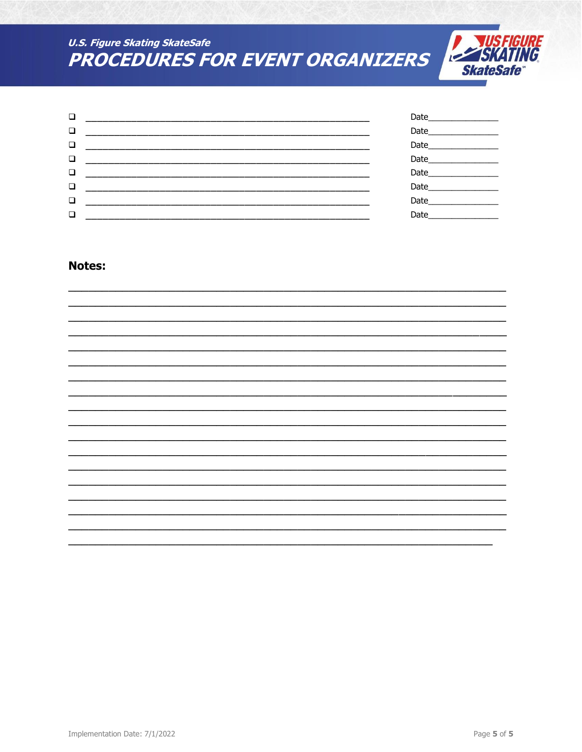- ☐ ________________________________________________ Date______________
- ☐ ________________________________________________ Date______________
- ☐ ________________________________________________ Date______________
- ☐ ________________________________________________ Date______________
- ☐ ________________________________________________ Date______________
- ☐ ________________________________________________ Date______________
- ☐ ________________________________________________ Date______________
- ☐ ________________________________________________ Date______________

**Notes:**

____________________________________________________________________________

____________________________________________________________________________

____________________________________________________________________________

____________________________________________________________________________

____________________________________________________________________________

____________________________________________________________________________

____________________________________________________________________________

____________________________________________________________________________

____________________________________________________________________________

____________________________________________________________________________

____________________________________________________________________________

____________________________________________________________________________

____________________________________________________________________________

____________________________________________________________________________

____________________________________________________________________________

____________________________________________________________________________

____________________________________________________________________________

__________________________________________________________________________

Implementation Date: 7/1/2022